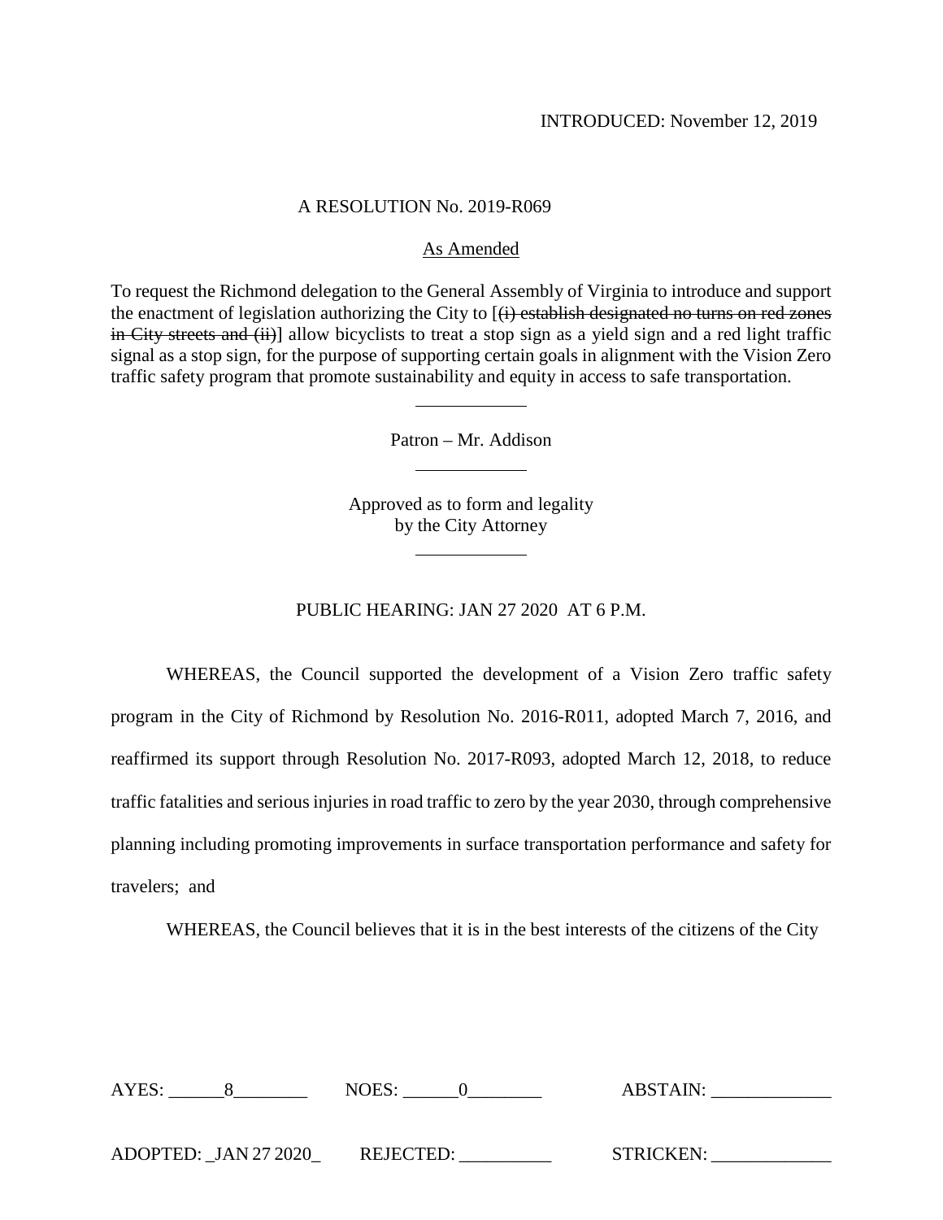INTRODUCED: November 12, 2019

A RESOLUTION No. 2019-R069

As Amended

To request the Richmond delegation to the General Assembly of Virginia to introduce and support the enactment of legislation authorizing the City to [~~(i) establish designated no turns on red zones in City streets and (ii)~~] allow bicyclists to treat a stop sign as a yield sign and a red light traffic signal as a stop sign, for the purpose of supporting certain goals in alignment with the Vision Zero traffic safety program that promote sustainability and equity in access to safe transportation.

Patron – Mr. Addison

Approved as to form and legality by the City Attorney

PUBLIC HEARING: JAN 27 2020 AT 6 P.M.

WHEREAS, the Council supported the development of a Vision Zero traffic safety program in the City of Richmond by Resolution No. 2016-R011, adopted March 7, 2016, and reaffirmed its support through Resolution No. 2017-R093, adopted March 12, 2018, to reduce traffic fatalities and serious injuries in road traffic to zero by the year 2030, through comprehensive planning including promoting improvements in surface transportation performance and safety for travelers; and

WHEREAS, the Council believes that it is in the best interests of the citizens of the City

AYES: 8 NOES: 0 ABSTAIN: ______

ADOPTED: JAN 27 2020 REJECTED: ______ STRICKEN: ______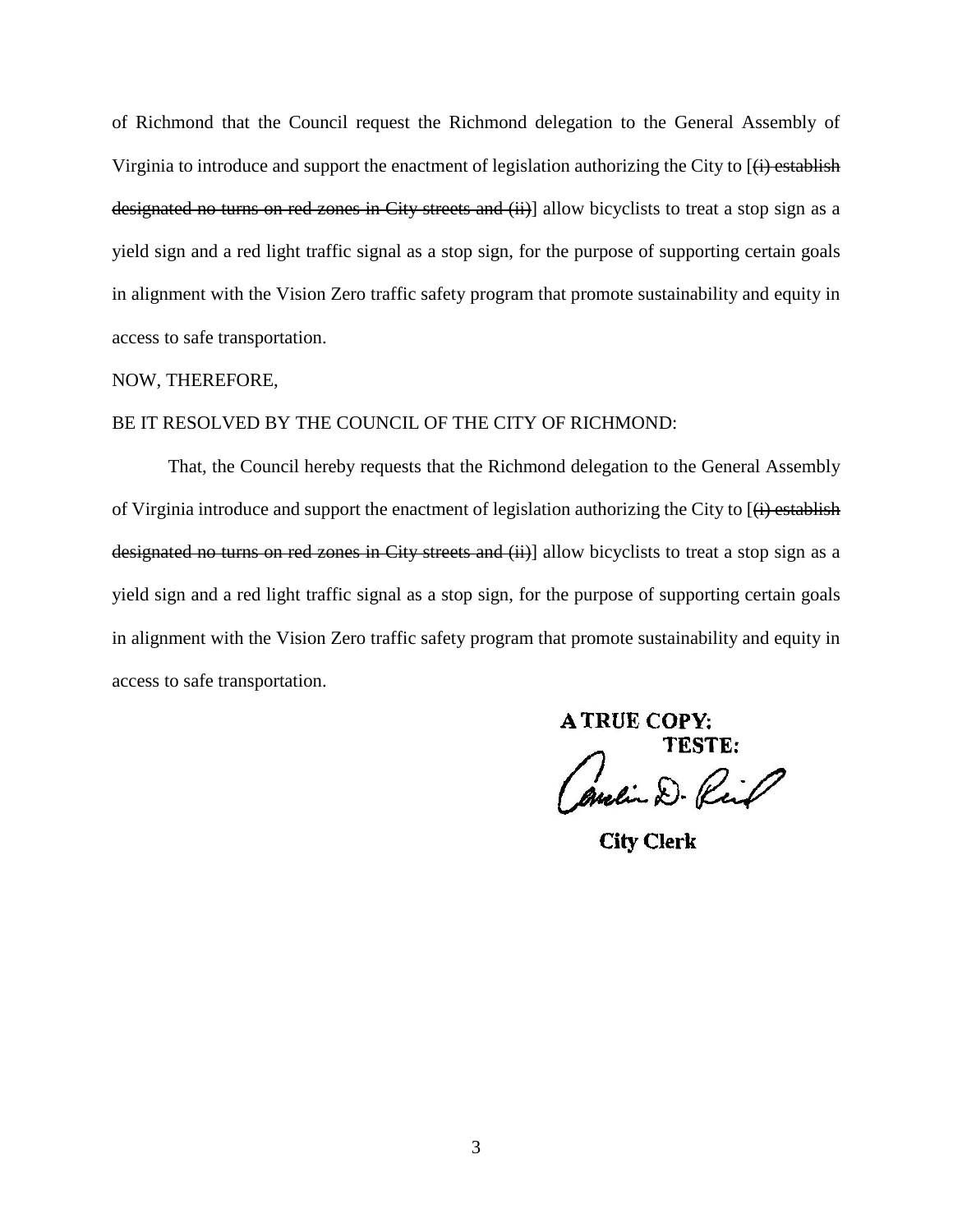of Richmond that the Council request the Richmond delegation to the General Assembly of Virginia to introduce and support the enactment of legislation authorizing the City to [~~(i) establish designated no turns on red zones in City streets and (ii)~~] allow bicyclists to treat a stop sign as a yield sign and a red light traffic signal as a stop sign, for the purpose of supporting certain goals in alignment with the Vision Zero traffic safety program that promote sustainability and equity in access to safe transportation.

NOW, THEREFORE,

BE IT RESOLVED BY THE COUNCIL OF THE CITY OF RICHMOND:

That, the Council hereby requests that the Richmond delegation to the General Assembly of Virginia introduce and support the enactment of legislation authorizing the City to [~~(i) establish designated no turns on red zones in City streets and (ii)~~] allow bicyclists to treat a stop sign as a yield sign and a red light traffic signal as a stop sign, for the purpose of supporting certain goals in alignment with the Vision Zero traffic safety program that promote sustainability and equity in access to safe transportation.

**A TRUE COPY:**
**TESTE:**

Candice D. Reid

**City Clerk**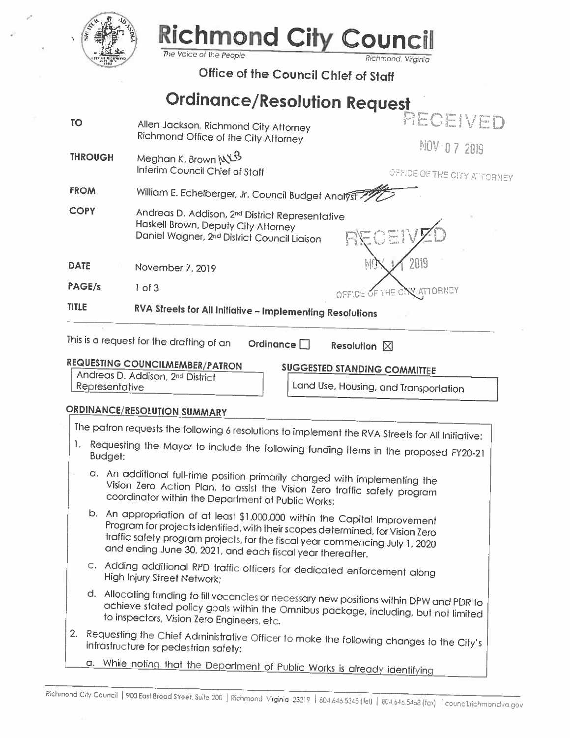# Richmond City Council

*The Voice of the People* — Richmond, Virginia

## Office of the Council Chief of Staff

# Ordinance/Resolution Request

RECEIVED
NOV 07 2019
OFFICE OF THE CITY ATTORNEY

| | |
|---|---|
| **TO** | Allen Jackson, Richmond City Attorney<br>Richmond Office of the City Attorney |
| **THROUGH** | Meghan K. Brown MKB<br>Interim Council Chief of Staff |
| **FROM** | William E. Echelberger, Jr, Council Budget Analyst |
| **COPY** | Andreas D. Addison, 2nd District Representative<br>Haskell Brown, Deputy City Attorney<br>Daniel Wagner, 2nd District Council Liaison |
| **DATE** | November 7, 2019 |
| **PAGE/s** | 1 of 3 |
| **TITLE** | **RVA Streets for All Initiative – Implementing Resolutions** |

RECEIVED
NOV 1 1 2019
OFFICE OF THE CITY ATTORNEY

This is a request for the drafting of an **Ordinance** ☐ **Resolution** ☒

**REQUESTING COUNCILMEMBER/PATRON**

Andreas D. Addison, 2nd District Representative

**SUGGESTED STANDING COMMITTEE**

Land Use, Housing, and Transportation

**ORDINANCE/RESOLUTION SUMMARY**

The patron requests the following 6 resolutions to implement the RVA Streets for All Initiative:

1. Requesting the Mayor to include the following funding items in the proposed FY20-21 Budget:
   a. An additional full-time position primarily charged with implementing the Vision Zero Action Plan, to assist the Vision Zero traffic safety program coordinator within the Department of Public Works;
   b. An appropriation of at least $1,000,000 within the Capital Improvement Program for projects identified, with their scopes determined, for Vision Zero traffic safety program projects, for the fiscal year commencing July 1, 2020 and ending June 30, 2021, and each fiscal year thereafter.
   c. Adding additional RPD traffic officers for dedicated enforcement along High Injury Street Network;
   d. Allocating funding to fill vacancies or necessary new positions within DPW and PDR to achieve stated policy goals within the Omnibus package, including, but not limited to inspectors, Vision Zero Engineers, etc.
2. Requesting the Chief Administrative Officer to make the following changes to the City's infrastructure for pedestrian safety:
   a. While noting that the Department of Public Works is already identifying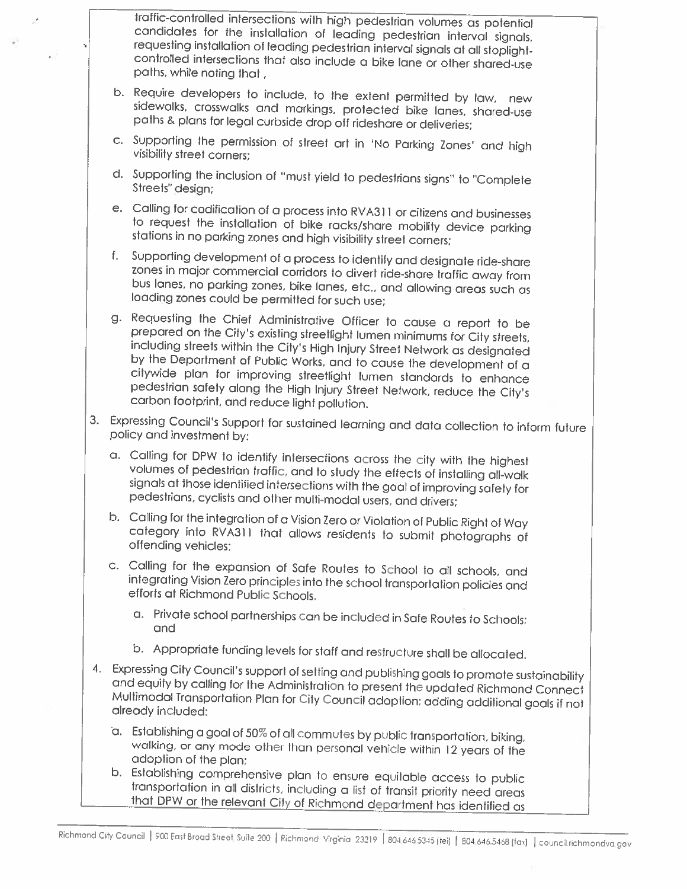traffic-controlled intersections with high pedestrian volumes as potential candidates for the installation of leading pedestrian interval signals, requesting installation of leading pedestrian interval signals at all stoplight-controlled intersections that also include a bike lane or other shared-use paths, while noting that ,

   b. Require developers to include, to the extent permitted by law, new sidewalks, crosswalks and markings, protected bike lanes, shared-use paths & plans for legal curbside drop off rideshare or deliveries;

   c. Supporting the permission of street art in 'No Parking Zones' and high visibility street corners;

   d. Supporting the inclusion of "must yield to pedestrians signs" to "Complete Streets" design;

   e. Calling for codification of a process into RVA311 or citizens and businesses to request the installation of bike racks/share mobility device parking stations in no parking zones and high visibility street corners;

   f. Supporting development of a process to identify and designate ride-share zones in major commercial corridors to divert ride-share traffic away from bus lanes, no parking zones, bike lanes, etc., and allowing areas such as loading zones could be permitted for such use;

   g. Requesting the Chief Administrative Officer to cause a report to be prepared on the City's existing streetlight lumen minimums for City streets, including streets within the City's High Injury Street Network as designated by the Department of Public Works, and to cause the development of a citywide plan for improving streetlight lumen standards to enhance pedestrian safety along the High Injury Street Network, reduce the City's carbon footprint, and reduce light pollution.

3. Expressing Council's Support for sustained learning and data collection to inform future policy and investment by:

   a. Calling for DPW to identify intersections across the city with the highest volumes of pedestrian traffic, and to study the effects of installing all-walk signals at those identified intersections with the goal of improving safety for pedestrians, cyclists and other multi-modal users, and drivers;

   b. Calling for the integration of a Vision Zero or Violation of Public Right of Way category into RVA311 that allows residents to submit photographs of offending vehicles;

   c. Calling for the expansion of Safe Routes to School to all schools, and integrating Vision Zero principles into the school transportation policies and efforts at Richmond Public Schools,

      a. Private school partnerships can be included in Safe Routes to Schools; and

      b. Appropriate funding levels for staff and restructure shall be allocated.

4. Expressing City Council's support of setting and publishing goals to promote sustainability and equity by calling for the Administration to present the updated Richmond Connect Multimodal Transportation Plan for City Council adoption; adding additional goals if not already included:

   a. Establishing a goal of 50% of all commutes by public transportation, biking, walking, or any mode other than personal vehicle within 12 years of the adoption of the plan;

   b. Establishing comprehensive plan to ensure equitable access to public transportation in all districts, including a list of transit priority need areas that DPW or the relevant City of Richmond department has identified as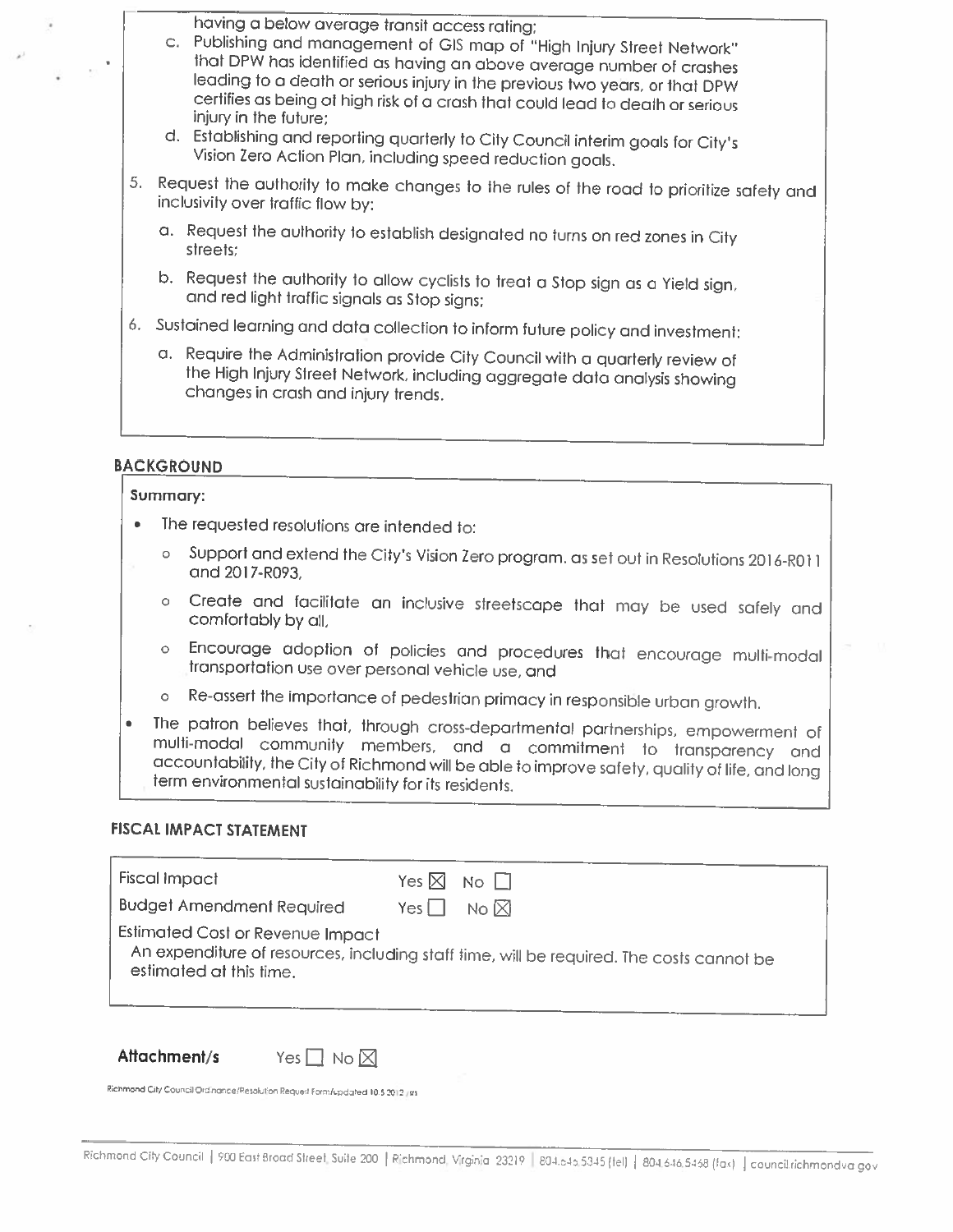having a below average transit access rating;

c. Publishing and management of GIS map of "High Injury Street Network" that DPW has identified as having an above average number of crashes leading to a death or serious injury in the previous two years, or that DPW certifies as being at high risk of a crash that could lead to death or serious injury in the future;

d. Establishing and reporting quarterly to City Council interim goals for City's Vision Zero Action Plan, including speed reduction goals.

5. Request the authority to make changes to the rules of the road to prioritize safety and inclusivity over traffic flow by:

   a. Request the authority to establish designated no turns on red zones in City streets;

   b. Request the authority to allow cyclists to treat a Stop sign as a Yield sign, and red light traffic signals as Stop signs;

6. Sustained learning and data collection to inform future policy and investment:

   a. Require the Administration provide City Council with a quarterly review of the High Injury Street Network, including aggregate data analysis showing changes in crash and injury trends.

## BACKGROUND

**Summary:**

- The requested resolutions are intended to:
  - Support and extend the City's Vision Zero program, as set out in Resolutions 2016-R011 and 2017-R093,
  - Create and facilitate an inclusive streetscape that may be used safely and comfortably by all,
  - Encourage adoption of policies and procedures that encourage multi-modal transportation use over personal vehicle use, and
  - Re-assert the importance of pedestrian primacy in responsible urban growth.
- The patron believes that, through cross-departmental partnerships, empowerment of multi-modal community members, and a commitment to transparency and accountability, the City of Richmond will be able to improve safety, quality of life, and long term environmental sustainability for its residents.

## FISCAL IMPACT STATEMENT

| | |
|---|---|
| Fiscal Impact | Yes ☒ No ☐ |
| Budget Amendment Required | Yes ☐ No ☒ |

Estimated Cost or Revenue Impact

An expenditure of resources, including staff time, will be required. The costs cannot be estimated at this time.

**Attachment/s** Yes ☐ No ☒

Richmond City Council Ordinance/Resolution Request Form/updated 10.5.2012 /srs

Richmond City Council | 900 East Broad Street, Suite 200 | Richmond, Virginia 23219 | 804.646.5345 (tel) | 804.646.5468 (fax) | council.richmondva.gov